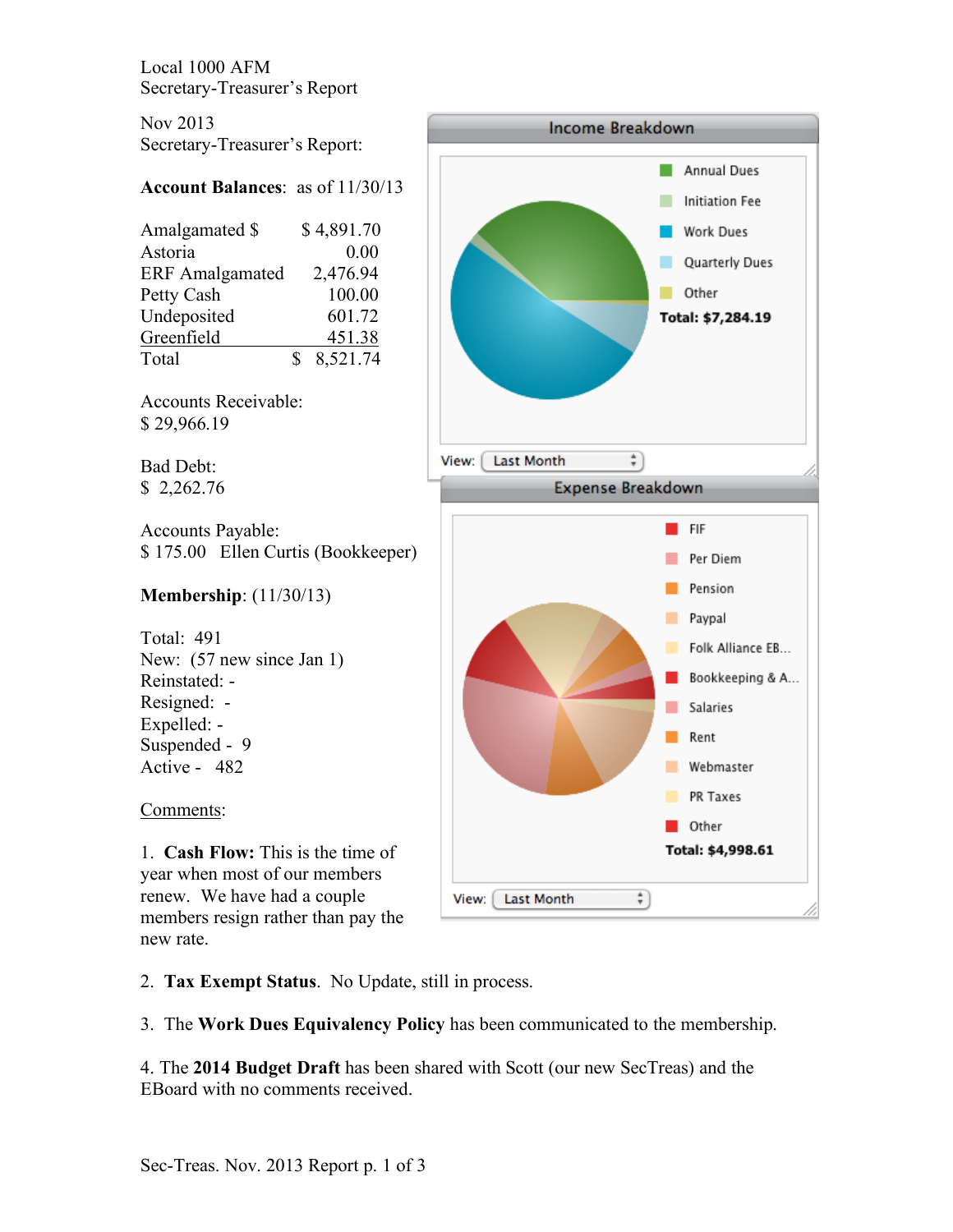Local 1000 AFM
Secretary-Treasurer's Report

Nov 2013
Secretary-Treasurer's Report:

**Account Balances**: as of 11/30/13

| | |
|---|---|
| Amalgamated $ | $ 4,891.70 |
| Astoria | 0.00 |
| ERF Amalgamated | 2,476.94 |
| Petty Cash | 100.00 |
| Undeposited | 601.72 |
| Greenfield | 451.38 |
| Total | $ 8,521.74 |

Accounts Receivable:
$ 29,966.19

Bad Debt:
$ 2,262.76

Accounts Payable:
$ 175.00 Ellen Curtis (Bookkeeper)

**Membership**: (11/30/13)

Total: 491
New: (57 new since Jan 1)
Reinstated: -
Resigned: -
Expelled: -
Suspended - 9
Active - 482

Income Breakdown

- Annual Dues
- Initiation Fee
- Work Dues
- Quarterly Dues
- Other

**Total: $7,284.19**

View: Last Month

Expense Breakdown

- FIF
- Per Diem
- Pension
- Paypal
- Folk Alliance EB...
- Bookkeeping & A...
- Salaries
- Rent
- Webmaster
- PR Taxes
- Other

**Total: $4,998.61**

View: Last Month

Comments:

1. **Cash Flow:** This is the time of year when most of our members renew. We have had a couple members resign rather than pay the new rate.

2. **Tax Exempt Status**. No Update, still in process.

3. The **Work Dues Equivalency Policy** has been communicated to the membership.

4. The **2014 Budget Draft** has been shared with Scott (our new SecTreas) and the EBoard with no comments received.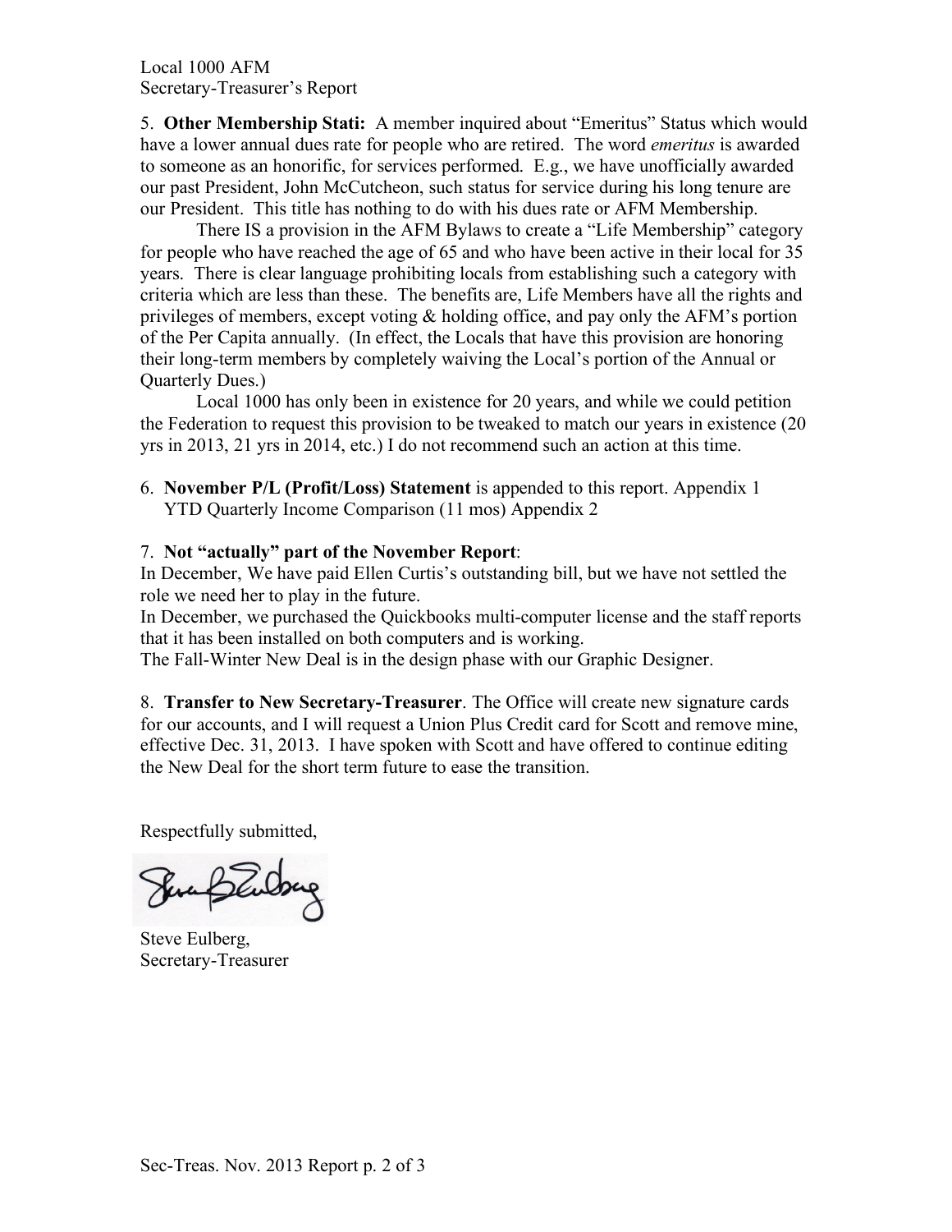Local 1000 AFM
Secretary-Treasurer's Report

5. **Other Membership Stati:** A member inquired about "Emeritus" Status which would have a lower annual dues rate for people who are retired. The word *emeritus* is awarded to someone as an honorific, for services performed. E.g., we have unofficially awarded our past President, John McCutcheon, such status for service during his long tenure are our President. This title has nothing to do with his dues rate or AFM Membership.

There IS a provision in the AFM Bylaws to create a "Life Membership" category for people who have reached the age of 65 and who have been active in their local for 35 years. There is clear language prohibiting locals from establishing such a category with criteria which are less than these. The benefits are, Life Members have all the rights and privileges of members, except voting & holding office, and pay only the AFM's portion of the Per Capita annually. (In effect, the Locals that have this provision are honoring their long-term members by completely waiving the Local's portion of the Annual or Quarterly Dues.)

Local 1000 has only been in existence for 20 years, and while we could petition the Federation to request this provision to be tweaked to match our years in existence (20 yrs in 2013, 21 yrs in 2014, etc.) I do not recommend such an action at this time.

6. **November P/L (Profit/Loss) Statement** is appended to this report. Appendix 1
   YTD Quarterly Income Comparison (11 mos) Appendix 2

7. **Not "actually" part of the November Report**:
In December, We have paid Ellen Curtis's outstanding bill, but we have not settled the role we need her to play in the future.
In December, we purchased the Quickbooks multi-computer license and the staff reports that it has been installed on both computers and is working.
The Fall-Winter New Deal is in the design phase with our Graphic Designer.

8. **Transfer to New Secretary-Treasurer**. The Office will create new signature cards for our accounts, and I will request a Union Plus Credit card for Scott and remove mine, effective Dec. 31, 2013. I have spoken with Scott and have offered to continue editing the New Deal for the short term future to ease the transition.

Respectfully submitted,

Steve Eulberg,
Secretary-Treasurer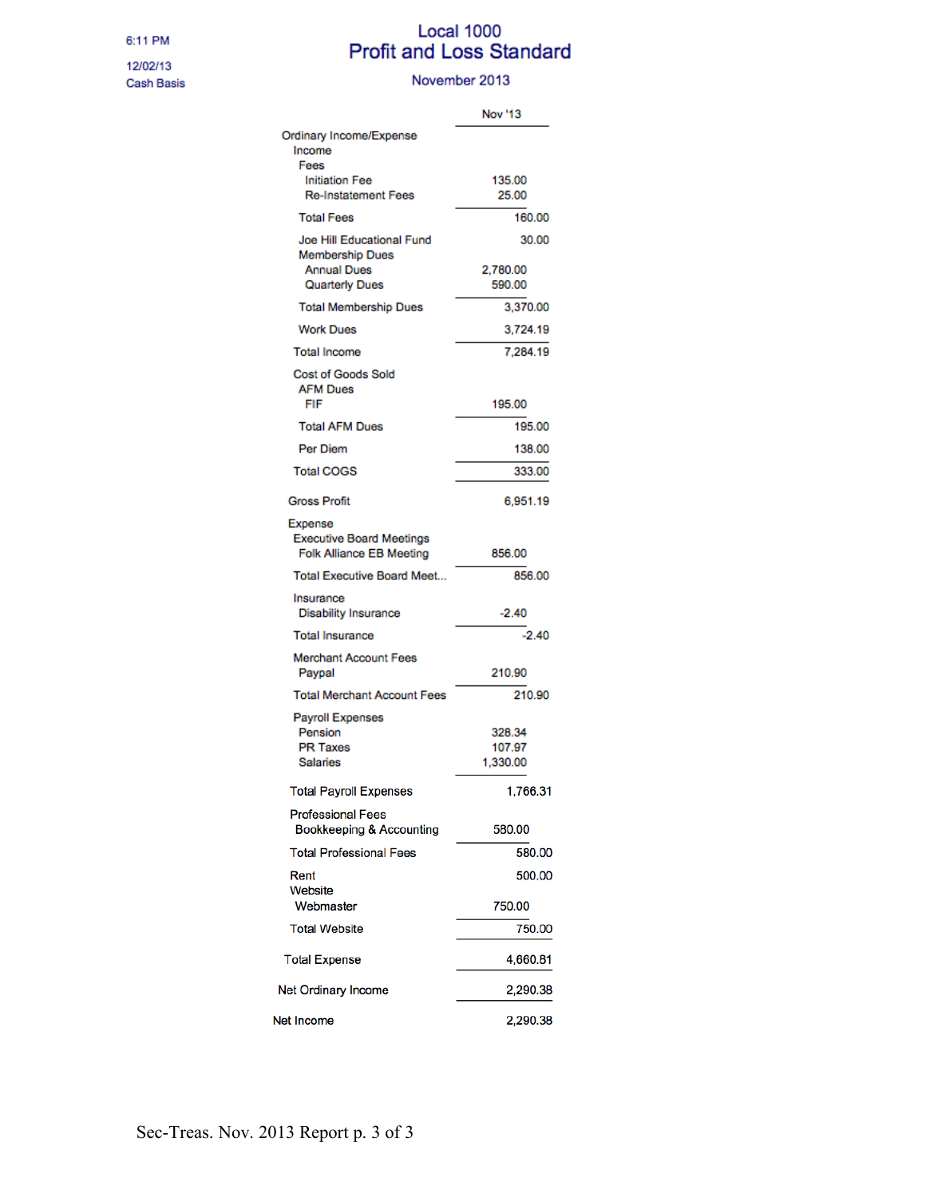6:11 PM

12/02/13

Cash Basis

# Local 1000
## Profit and Loss Standard
### November 2013

| | Nov '13 |
|---|---|
| Ordinary Income/Expense | |
| Income | |
| Fees | |
| Initiation Fee | 135.00 |
| Re-Instatement Fees | 25.00 |
| Total Fees | 160.00 |
| Joe Hill Educational Fund | 30.00 |
| Membership Dues | |
| Annual Dues | 2,780.00 |
| Quarterly Dues | 590.00 |
| Total Membership Dues | 3,370.00 |
| Work Dues | 3,724.19 |
| Total Income | 7,284.19 |
| Cost of Goods Sold | |
| AFM Dues | |
| FIF | 195.00 |
| Total AFM Dues | 195.00 |
| Per Diem | 138.00 |
| Total COGS | 333.00 |
| Gross Profit | 6,951.19 |
| Expense | |
| Executive Board Meetings | |
| Folk Alliance EB Meeting | 856.00 |
| Total Executive Board Meet... | 856.00 |
| Insurance | |
| Disability Insurance | -2.40 |
| Total Insurance | -2.40 |
| Merchant Account Fees | |
| Paypal | 210.90 |
| Total Merchant Account Fees | 210.90 |
| Payroll Expenses | |
| Pension | 328.34 |
| PR Taxes | 107.97 |
| Salaries | 1,330.00 |
| Total Payroll Expenses | 1,766.31 |
| Professional Fees | |
| Bookkeeping & Accounting | 580.00 |
| Total Professional Fees | 580.00 |
| Rent | 500.00 |
| Website | |
| Webmaster | 750.00 |
| Total Website | 750.00 |
| Total Expense | 4,660.81 |
| Net Ordinary Income | 2,290.38 |
| Net Income | 2,290.38 |

Sec-Treas. Nov. 2013 Report p. 3 of 3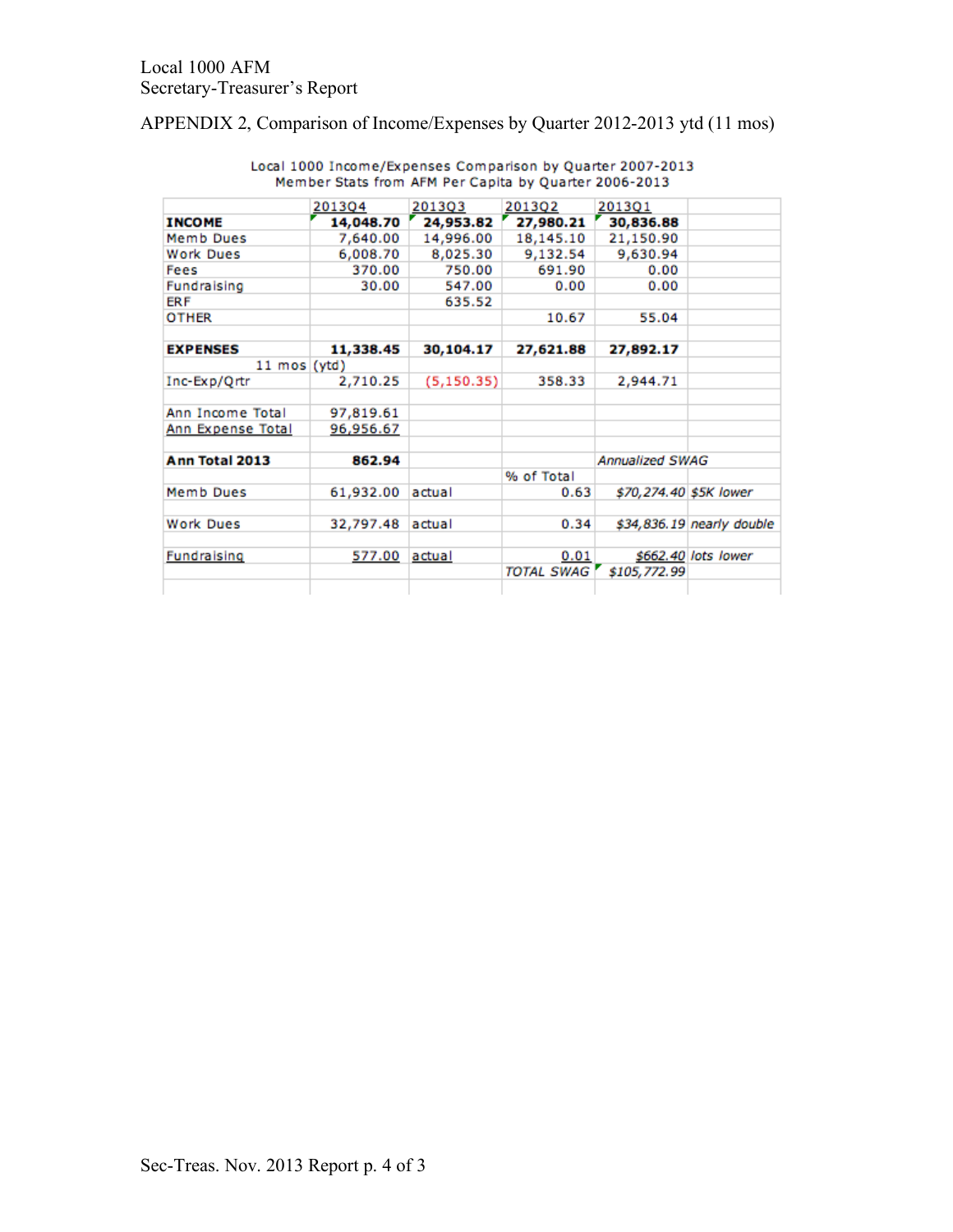Local 1000 AFM
Secretary-Treasurer's Report

APPENDIX 2, Comparison of Income/Expenses by Quarter 2012-2013 ytd (11 mos)

Local 1000 Income/Expenses Comparison by Quarter 2007-2013
Member Stats from AFM Per Capita by Quarter 2006-2013

| | 2013Q4 | 2013Q3 | 2013Q2 | 2013Q1 | |
|---|---|---|---|---|---|
| **INCOME** | **14,048.70** | **24,953.82** | **27,980.21** | **30,836.88** | |
| Memb Dues | 7,640.00 | 14,996.00 | 18,145.10 | 21,150.90 | |
| Work Dues | 6,008.70 | 8,025.30 | 9,132.54 | 9,630.94 | |
| Fees | 370.00 | 750.00 | 691.90 | 0.00 | |
| Fundraising | 30.00 | 547.00 | 0.00 | 0.00 | |
| ERF | | 635.52 | | | |
| OTHER | | | 10.67 | 55.04 | |
| | | | | | |
| **EXPENSES** | **11,338.45** | **30,104.17** | **27,621.88** | **27,892.17** | |
| 11 mos | (ytd) | | | | |
| Inc-Exp/Qrtr | 2,710.25 | (5,150.35) | 358.33 | 2,944.71 | |
| | | | | | |
| Ann Income Total | 97,819.61 | | | | |
| Ann Expense Total | 96,956.67 | | | | |
| | | | | | |
| **Ann Total 2013** | **862.94** | | | *Annualized SWAG* | |
| | | | % of Total | | |
| Memb Dues | 61,932.00 | actual | 0.63 | *$70,274.40* | *$5K lower* |
| | | | | | |
| Work Dues | 32,797.48 | actual | 0.34 | *$34,836.19* | *nearly double* |
| | | | | | |
| Fundraising | 577.00 | actual | 0.01 | *$662.40* | *lots lower* |
| | | | *TOTAL SWAG* | *$105,772.99* | |